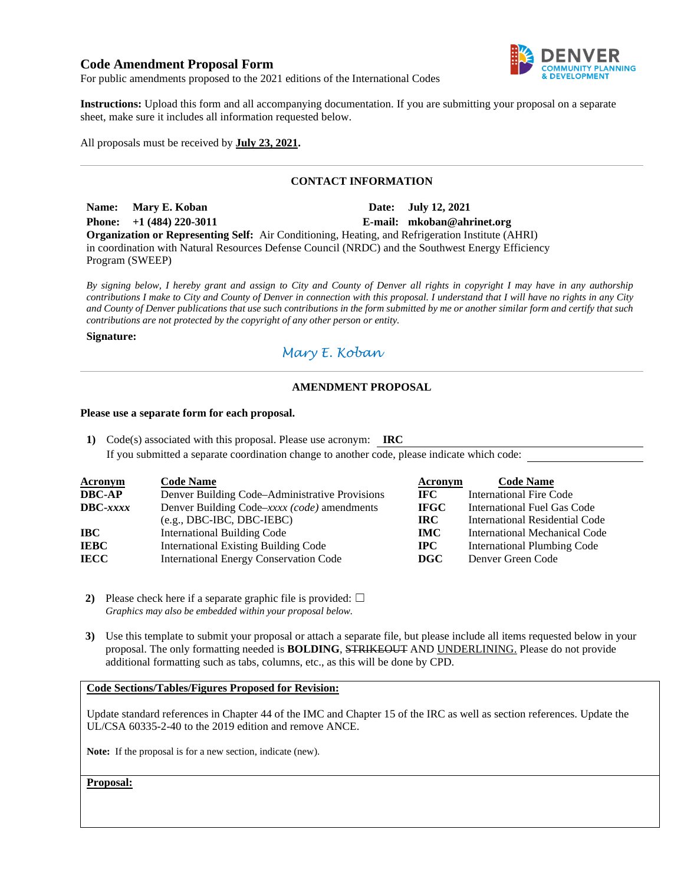# Code Amendment Proposal Form

For public amendments proposed to the 2021 editions of the International Codes

**Instructions:** Upload this form and all accompanying documentation. If you are submitting your proposal on a separate sheet, make sure it includes all information requested below.

All proposals must be received by **July 23, 2021.**

---

## CONTACT INFORMATION

**Name:** **Mary E. Koban** **Date:** **July 12, 2021**
**Phone:** **+1 (484) 220-3011** **E-mail:** **mkoban@ahrinet.org**
**Organization or Representing Self:** Air Conditioning, Heating, and Refrigeration Institute (AHRI) in coordination with Natural Resources Defense Council (NRDC) and the Southwest Energy Efficiency Program (SWEEP)

*By signing below, I hereby grant and assign to City and County of Denver all rights in copyright I may have in any authorship contributions I make to City and County of Denver in connection with this proposal. I understand that I will have no rights in any City and County of Denver publications that use such contributions in the form submitted by me or another similar form and certify that such contributions are not protected by the copyright of any other person or entity.*

**Signature:** *Mary E. Koban*

---

## AMENDMENT PROPOSAL

**Please use a separate form for each proposal.**

1) Code(s) associated with this proposal. Please use acronym: **IRC**
If you submitted a separate coordination change to another code, please indicate which code:

| Acronym | Code Name | Acronym | Code Name |
|---|---|---|---|
| **DBC-AP** | Denver Building Code–Administrative Provisions | **IFC** | International Fire Code |
| **DBC-*xxxx*** | Denver Building Code–*xxxx (code)* amendments (e.g., DBC-IBC, DBC-IEBC) | **IFGC** | International Fuel Gas Code |
| | | **IRC** | International Residential Code |
| **IBC** | International Building Code | **IMC** | International Mechanical Code |
| **IEBC** | International Existing Building Code | **IPC** | International Plumbing Code |
| **IECC** | International Energy Conservation Code | **DGC** | Denver Green Code |

2) Please check here if a separate graphic file is provided: ☐
*Graphics may also be embedded within your proposal below.*

3) Use this template to submit your proposal or attach a separate file, but please include all items requested below in your proposal. The only formatting needed is **BOLDING**, ~~STRIKEOUT~~ AND UNDERLINING. Please do not provide additional formatting such as tabs, columns, etc., as this will be done by CPD.

**Code Sections/Tables/Figures Proposed for Revision:**

Update standard references in Chapter 44 of the IMC and Chapter 15 of the IRC as well as section references. Update the UL/CSA 60335-2-40 to the 2019 edition and remove ANCE.

**Note:** If the proposal is for a new section, indicate (new).

**Proposal:**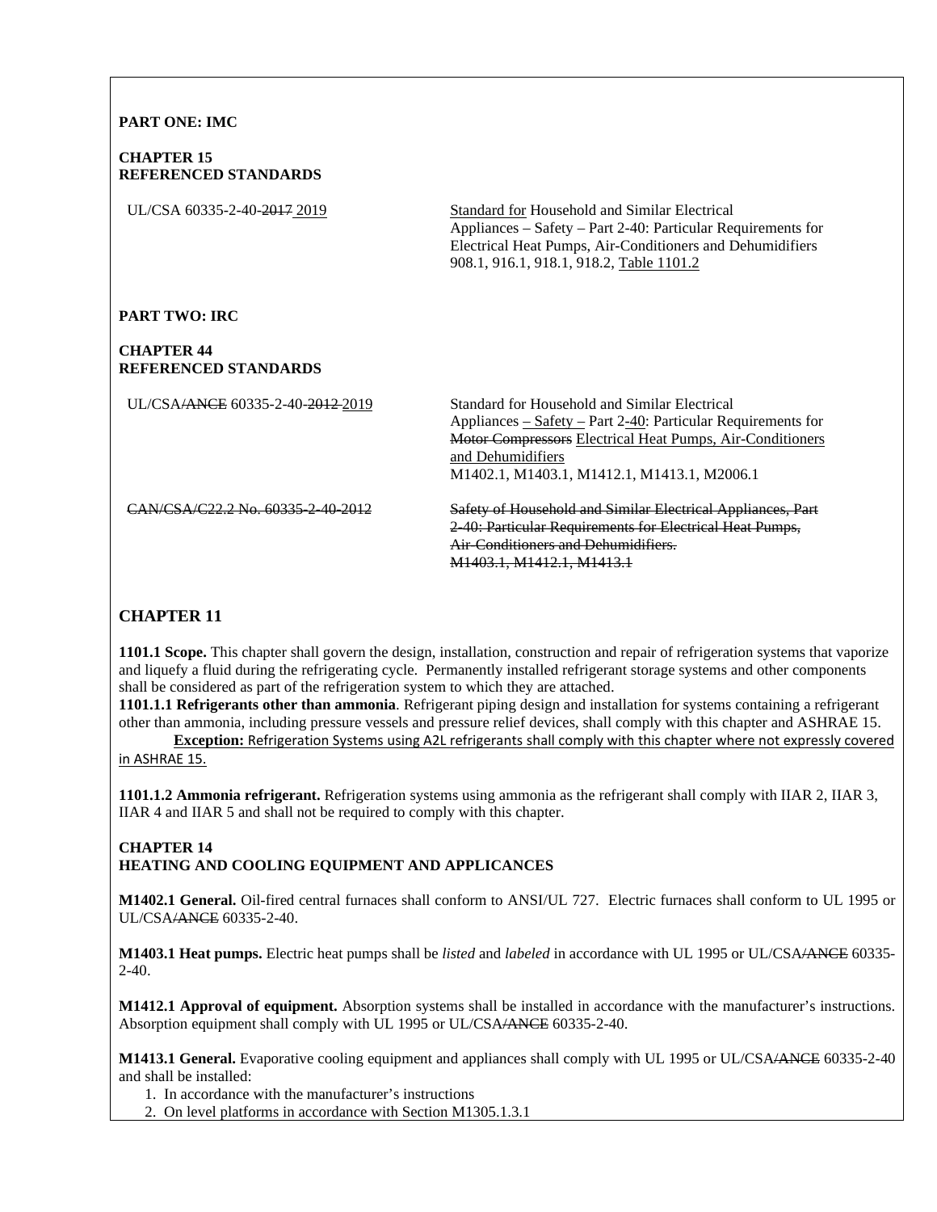**PART ONE: IMC**

**CHAPTER 15**
**REFERENCED STANDARDS**

| | |
|---|---|
| UL/CSA 60335-2-40-~~2017~~ <u>2019</u> | <u>Standard for</u> Household and Similar Electrical Appliances – Safety – Part 2-40: Particular Requirements for Electrical Heat Pumps, Air-Conditioners and Dehumidifiers 908.1, 916.1, 918.1, 918.2, <u>Table 1101.2</u> |

**PART TWO: IRC**

**CHAPTER 44**
**REFERENCED STANDARDS**

| | |
|---|---|
| UL/CSA~~/ANCE~~ 60335-2-40-~~2012~~ <u>2019</u> | Standard for Household and Similar Electrical Appliances <u>– Safety –</u> Part 2-<u>40</u>: Particular Requirements for ~~Motor Compressors~~ <u>Electrical Heat Pumps, Air-Conditioners and Dehumidifiers</u> M1402.1, M1403.1, M1412.1, M1413.1, M2006.1 |
| ~~CAN/CSA/C22.2 No. 60335-2-40-2012~~ | ~~Safety of Household and Similar Electrical Appliances, Part 2-40: Particular Requirements for Electrical Heat Pumps, Air-Conditioners and Dehumidifiers. M1403.1, M1412.1, M1413.1~~ |

## CHAPTER 11

**1101.1 Scope.** This chapter shall govern the design, installation, construction and repair of refrigeration systems that vaporize and liquefy a fluid during the refrigerating cycle. Permanently installed refrigerant storage systems and other components shall be considered as part of the refrigeration system to which they are attached.

**1101.1.1 Refrigerants other than ammonia**. Refrigerant piping design and installation for systems containing a refrigerant other than ammonia, including pressure vessels and pressure relief devices, shall comply with this chapter and ASHRAE 15.

<u>**Exception:** Refrigeration Systems using A2L refrigerants shall comply with this chapter where not expressly covered in ASHRAE 15.</u>

**1101.1.2 Ammonia refrigerant.** Refrigeration systems using ammonia as the refrigerant shall comply with IIAR 2, IIAR 3, IIAR 4 and IIAR 5 and shall not be required to comply with this chapter.

**CHAPTER 14**
**HEATING AND COOLING EQUIPMENT AND APPLICANCES**

**M1402.1 General.** Oil-fired central furnaces shall conform to ANSI/UL 727. Electric furnaces shall conform to UL 1995 or UL/CSA~~/ANCE~~ 60335-2-40.

**M1403.1 Heat pumps.** Electric heat pumps shall be *listed* and *labeled* in accordance with UL 1995 or UL/CSA~~/ANCE~~ 60335-2-40.

**M1412.1 Approval of equipment.** Absorption systems shall be installed in accordance with the manufacturer's instructions. Absorption equipment shall comply with UL 1995 or UL/CSA~~/ANCE~~ 60335-2-40.

**M1413.1 General.** Evaporative cooling equipment and appliances shall comply with UL 1995 or UL/CSA~~/ANCE~~ 60335-2-40 and shall be installed:

1. In accordance with the manufacturer's instructions
2. On level platforms in accordance with Section M1305.1.3.1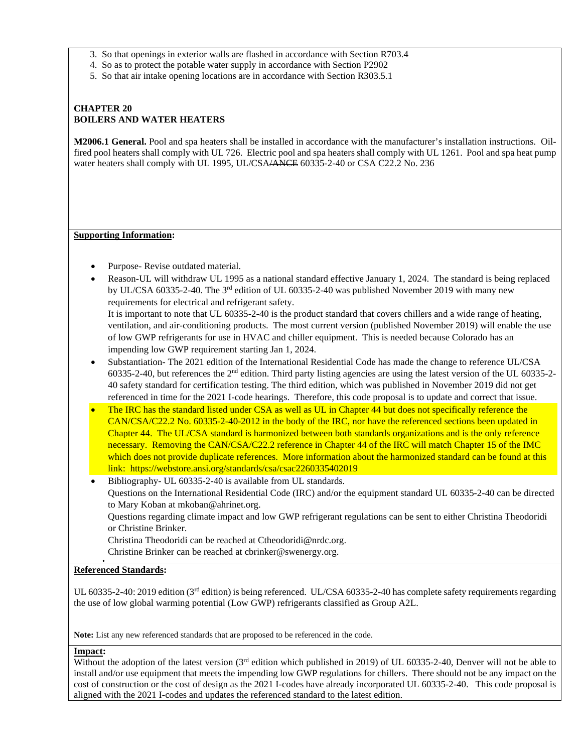3. So that openings in exterior walls are flashed in accordance with Section R703.4
4. So as to protect the potable water supply in accordance with Section P2902
5. So that air intake opening locations are in accordance with Section R303.5.1

**CHAPTER 20**
**BOILERS AND WATER HEATERS**

**M2006.1 General.** Pool and spa heaters shall be installed in accordance with the manufacturer's installation instructions. Oil-fired pool heaters shall comply with UL 726. Electric pool and spa heaters shall comply with UL 1261. Pool and spa heat pump water heaters shall comply with UL 1995, UL/CSA~~/ANCE~~ 60335-2-40 or CSA C22.2 No. 236

**Supporting Information:**

- Purpose- Revise outdated material.
- Reason-UL will withdraw UL 1995 as a national standard effective January 1, 2024. The standard is being replaced by UL/CSA 60335-2-40. The 3rd edition of UL 60335-2-40 was published November 2019 with many new requirements for electrical and refrigerant safety.
  It is important to note that UL 60335-2-40 is the product standard that covers chillers and a wide range of heating, ventilation, and air-conditioning products. The most current version (published November 2019) will enable the use of low GWP refrigerants for use in HVAC and chiller equipment. This is needed because Colorado has an impending low GWP requirement starting Jan 1, 2024.
- Substantiation- The 2021 edition of the International Residential Code has made the change to reference UL/CSA 60335-2-40, but references the 2nd edition. Third party listing agencies are using the latest version of the UL 60335-2-40 safety standard for certification testing. The third edition, which was published in November 2019 did not get referenced in time for the 2021 I-code hearings. Therefore, this code proposal is to update and correct that issue.
- The IRC has the standard listed under CSA as well as UL in Chapter 44 but does not specifically reference the CAN/CSA/C22.2 No. 60335-2-40-2012 in the body of the IRC, nor have the referenced sections been updated in Chapter 44. The UL/CSA standard is harmonized between both standards organizations and is the only reference necessary. Removing the CAN/CSA/C22.2 reference in Chapter 44 of the IRC will match Chapter 15 of the IMC which does not provide duplicate references. More information about the harmonized standard can be found at this link: https://webstore.ansi.org/standards/csa/csac2260335402019
- Bibliography- UL 60335-2-40 is available from UL standards.
  Questions on the International Residential Code (IRC) and/or the equipment standard UL 60335-2-40 can be directed to Mary Koban at mkoban@ahrinet.org.
  Questions regarding climate impact and low GWP refrigerant regulations can be sent to either Christina Theodoridi or Christine Brinker.
  Christina Theodoridi can be reached at Ctheodoridi@nrdc.org.
  Christine Brinker can be reached at cbrinker@swenergy.org.

**Referenced Standards:**

UL 60335-2-40: 2019 edition (3rd edition) is being referenced. UL/CSA 60335-2-40 has complete safety requirements regarding the use of low global warming potential (Low GWP) refrigerants classified as Group A2L.

**Note:** List any new referenced standards that are proposed to be referenced in the code.

**Impact:**
Without the adoption of the latest version (3rd edition which published in 2019) of UL 60335-2-40, Denver will not be able to install and/or use equipment that meets the impending low GWP regulations for chillers. There should not be any impact on the cost of construction or the cost of design as the 2021 I-codes have already incorporated UL 60335-2-40. This code proposal is aligned with the 2021 I-codes and updates the referenced standard to the latest edition.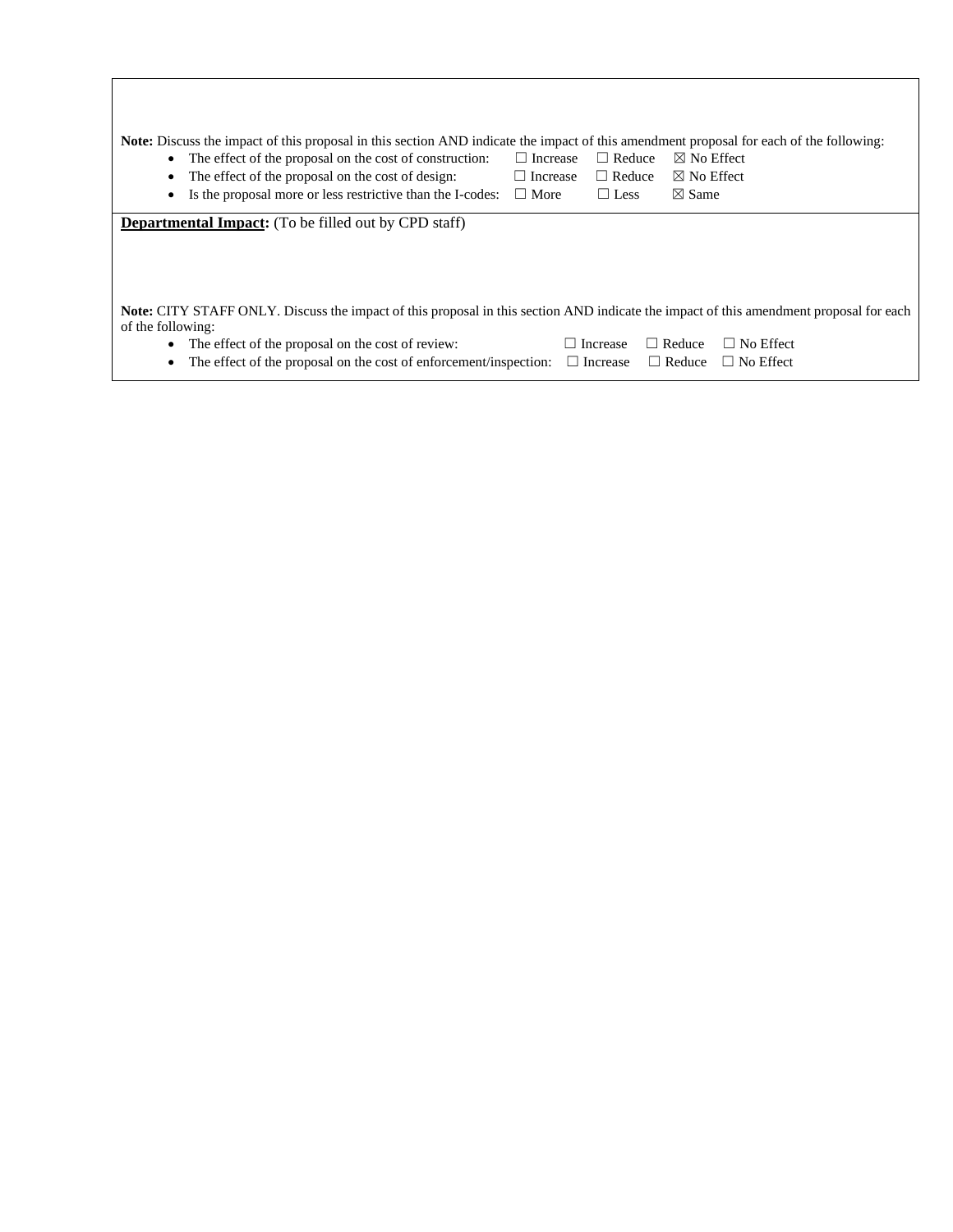**Note:** Discuss the impact of this proposal in this section AND indicate the impact of this amendment proposal for each of the following:

- The effect of the proposal on the cost of construction: ☐ Increase ☐ Reduce ☒ No Effect
- The effect of the proposal on the cost of design: ☐ Increase ☐ Reduce ☒ No Effect
- Is the proposal more or less restrictive than the I-codes: ☐ More ☐ Less ☒ Same

**Departmental Impact:** (To be filled out by CPD staff)

**Note:** CITY STAFF ONLY. Discuss the impact of this proposal in this section AND indicate the impact of this amendment proposal for each of the following:

- The effect of the proposal on the cost of review: ☐ Increase ☐ Reduce ☐ No Effect
- The effect of the proposal on the cost of enforcement/inspection: ☐ Increase ☐ Reduce ☐ No Effect